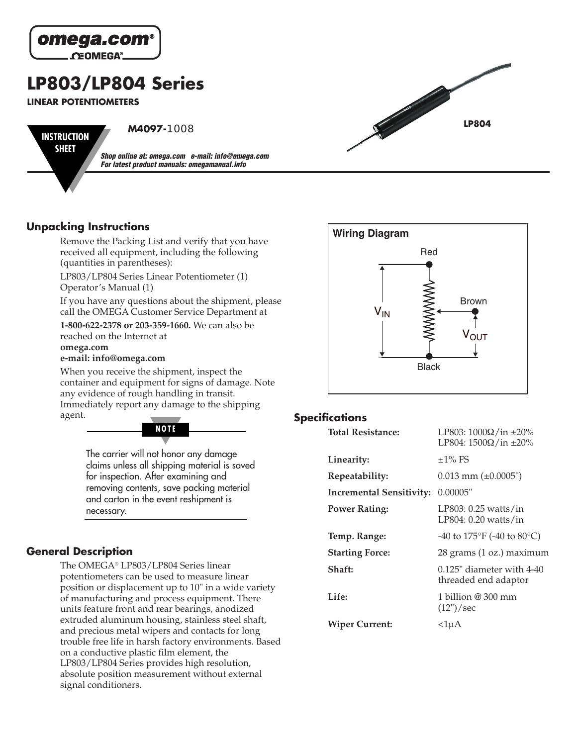omega.com®

# LP803/LP804 Series

**LINEAR POTENTIOMETERS**

**INSTRUCTION SHEET**

**M4097-**1008

***Shop online at: omega.com e-mail: info@omega.com***
***For latest product manuals: omegamanual.info***

**LP804**

## Unpacking Instructions

Remove the Packing List and verify that you have received all equipment, including the following (quantities in parentheses):

LP803/LP804 Series Linear Potentiometer (1)
Operator's Manual (1)

If you have any questions about the shipment, please call the OMEGA Customer Service Department at **1-800-622-2378 or 203-359-1660.** We can also be reached on the Internet at
**omega.com**
**e-mail: info@omega.com**

When you receive the shipment, inspect the container and equipment for signs of damage. Note any evidence of rough handling in transit. Immediately report any damage to the shipping agent.

**NOTE**

The carrier will not honor any damage claims unless all shipping material is saved for inspection. After examining and removing contents, save packing material and carton in the event reshipment is necessary.

## General Description

The OMEGA® LP803/LP804 Series linear potentiometers can be used to measure linear position or displacement up to 10" in a wide variety of manufacturing and process equipment. There units feature front and rear bearings, anodized extruded aluminum housing, stainless steel shaft, and precious metal wipers and contacts for long trouble free life in harsh factory environments. Based on a conductive plastic film element, the LP803/LP804 Series provides high resolution, absolute position measurement without external signal conditioners.

**Wiring Diagram**

Red, Brown, Black, $V_{IN}$, $V_{OUT}$

## Specifications

| | |
|---|---|
| **Total Resistance:** | LP803: 1000Ω/in ±20%<br>LP804: 1500Ω/in ±20% |
| **Linearity:** | ±1% FS |
| **Repeatability:** | 0.013 mm (±0.0005") |
| **Incremental Sensitivity:** | 0.00005" |
| **Power Rating:** | LP803: 0.25 watts/in<br>LP804: 0.20 watts/in |
| **Temp. Range:** | -40 to 175°F (-40 to 80°C) |
| **Starting Force:** | 28 grams (1 oz.) maximum |
| **Shaft:** | 0.125" diameter with 4-40 threaded end adaptor |
| **Life:** | 1 billion @ 300 mm (12")/sec |
| **Wiper Current:** | <1µA |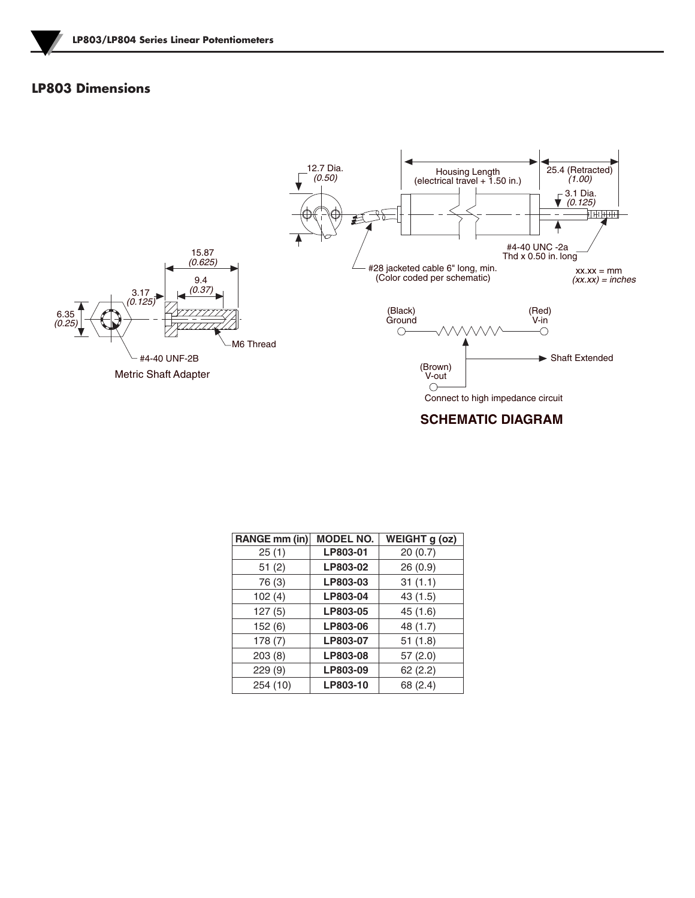## LP803 Dimensions

12.7 Dia. *(0.50)*

Housing Length (electrical travel + 1.50 in.)

25.4 (Retracted) *(1.00)*

3.1 Dia. *(0.125)*

#4-40 UNC -2a Thd x 0.50 in. long

#28 jacketed cable 6" long, min. (Color coded per schematic)

xx.xx = mm
*(xx.xx) = inches*

15.87 *(0.625)*

9.4 *(0.37)*

3.17 *(0.125)*

6.35 *(0.25)*

M6 Thread

#4-40 UNF-2B

Metric Shaft Adapter

(Black) Ground

(Red) V-in

Shaft Extended

(Brown) V-out

Connect to high impedance circuit

**SCHEMATIC DIAGRAM**

| RANGE mm (in) | MODEL NO. | WEIGHT g (oz) |
|---|---|---|
| 25 (1) | **LP803-01** | 20 (0.7) |
| 51 (2) | **LP803-02** | 26 (0.9) |
| 76 (3) | **LP803-03** | 31 (1.1) |
| 102 (4) | **LP803-04** | 43 (1.5) |
| 127 (5) | **LP803-05** | 45 (1.6) |
| 152 (6) | **LP803-06** | 48 (1.7) |
| 178 (7) | **LP803-07** | 51 (1.8) |
| 203 (8) | **LP803-08** | 57 (2.0) |
| 229 (9) | **LP803-09** | 62 (2.2) |
| 254 (10) | **LP803-10** | 68 (2.4) |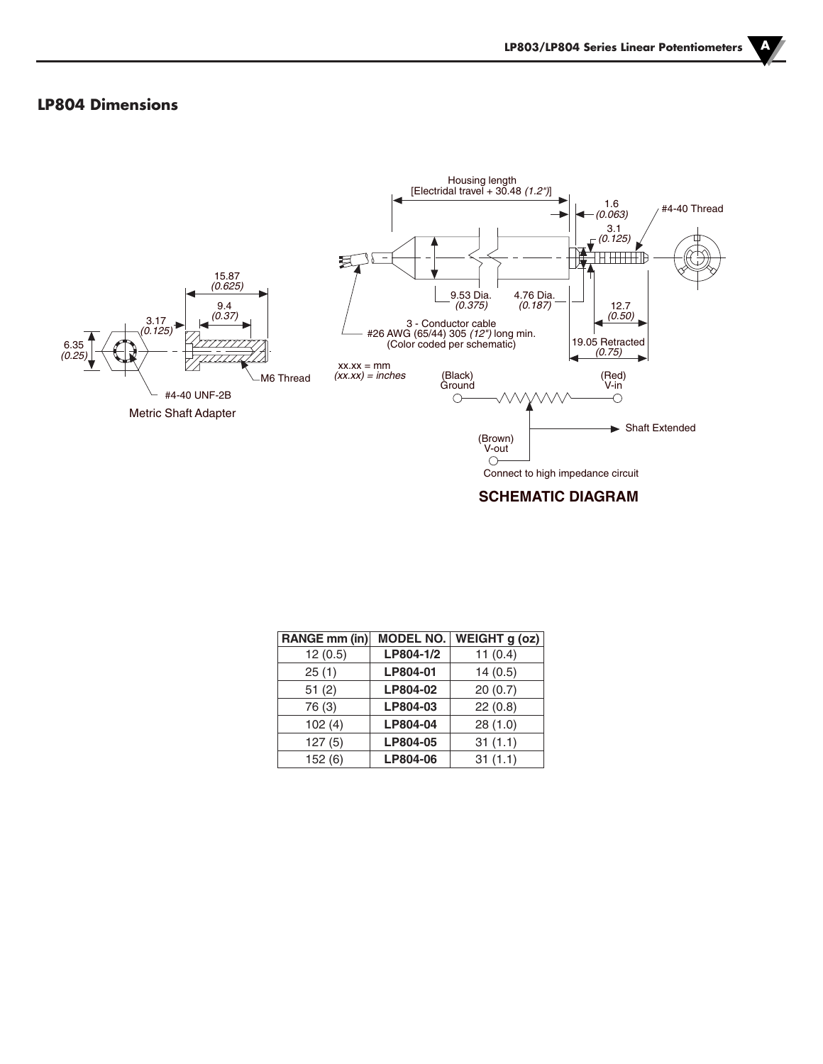## LP804 Dimensions

Housing length
[Electridal travel + 30.48 *(1.2")*]

1.6
*(0.063)*

#4-40 Thread

3.1
*(0.125)*

9.53 Dia.
*(0.375)*

4.76 Dia.
*(0.187)*

12.7
*(0.50)*

19.05 Retracted
*(0.75)*

3 - Conductor cable
#26 AWG (65/44) 305 *(12")* long min.
(Color coded per schematic)

xx.xx = mm
*(xx.xx) = inches*

15.87
*(0.625)*

9.4
*(0.37)*

3.17
*(0.125)*

6.35
*(0.25)*

M6 Thread

#4-40 UNF-2B

Metric Shaft Adapter

(Black)
Ground

(Red)
V-in

Shaft Extended

(Brown)
V-out

Connect to high impedance circuit

**SCHEMATIC DIAGRAM**

| RANGE mm (in) | MODEL NO. | WEIGHT g (oz) |
|---|---|---|
| 12 (0.5) | **LP804-1/2** | 11 (0.4) |
| 25 (1) | **LP804-01** | 14 (0.5) |
| 51 (2) | **LP804-02** | 20 (0.7) |
| 76 (3) | **LP804-03** | 22 (0.8) |
| 102 (4) | **LP804-04** | 28 (1.0) |
| 127 (5) | **LP804-05** | 31 (1.1) |
| 152 (6) | **LP804-06** | 31 (1.1) |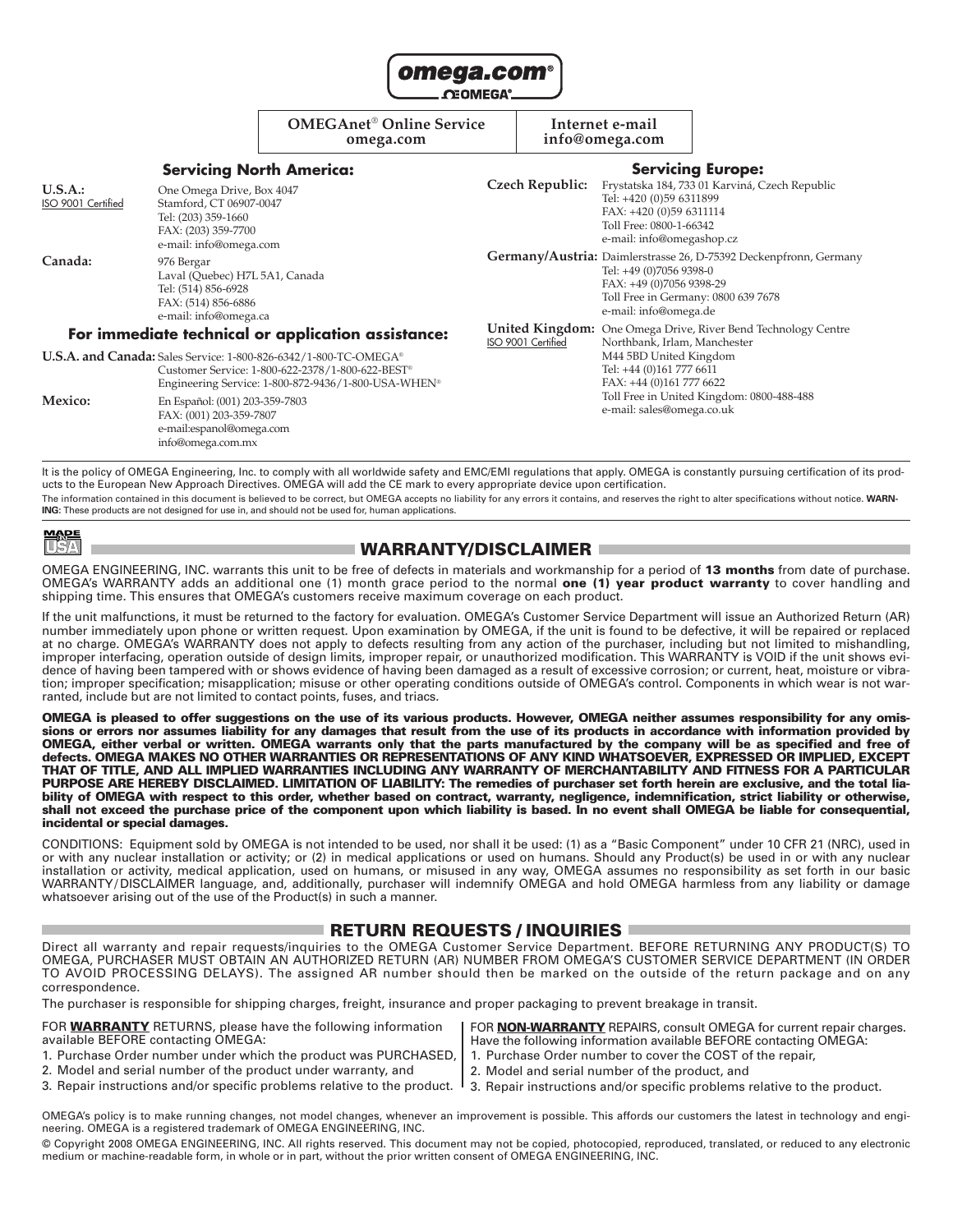omega.com®

OMEGA®

| OMEGAnet® Online Service | Internet e-mail |
|---|---|
| omega.com | info@omega.com |

## Servicing North America:

**U.S.A.:**
ISO 9001 Certified

One Omega Drive, Box 4047
Stamford, CT 06907-0047
Tel: (203) 359-1660
FAX: (203) 359-7700
e-mail: info@omega.com

**Canada:**

976 Bergar
Laval (Quebec) H7L 5A1, Canada
Tel: (514) 856-6928
FAX: (514) 856-6886
e-mail: info@omega.ca

### For immediate technical or application assistance:

**U.S.A. and Canada:** Sales Service: 1-800-826-6342/1-800-TC-OMEGA®
Customer Service: 1-800-622-2378/1-800-622-BEST®
Engineering Service: 1-800-872-9436/1-800-USA-WHEN®

**Mexico:**

En Español: (001) 203-359-7803
FAX: (001) 203-359-7807
e-mail:espanol@omega.com
info@omega.com.mx

## Servicing Europe:

**Czech Republic:** Frystatska 184, 733 01 Karviná, Czech Republic
Tel: +420 (0)59 6311899
FAX: +420 (0)59 6311114
Toll Free: 0800-1-66342
e-mail: info@omegashop.cz

**Germany/Austria:** Daimlerstrasse 26, D-75392 Deckenpfronn, Germany
Tel: +49 (0)7056 9398-0
FAX: +49 (0)7056 9398-29
Toll Free in Germany: 0800 639 7678
e-mail: info@omega.de

**United Kingdom:** One Omega Drive, River Bend Technology Centre
ISO 9001 Certified
Northbank, Irlam, Manchester
M44 5BD United Kingdom
Tel: +44 (0)161 777 6611
FAX: +44 (0)161 777 6622
Toll Free in United Kingdom: 0800-488-488
e-mail: sales@omega.co.uk

It is the policy of OMEGA Engineering, Inc. to comply with all worldwide safety and EMC/EMI regulations that apply. OMEGA is constantly pursuing certification of its products to the European New Approach Directives. OMEGA will add the CE mark to every appropriate device upon certification.

The information contained in this document is believed to be correct, but OMEGA accepts no liability for any errors it contains, and reserves the right to alter specifications without notice. **WARNING:** These products are not designed for use in, and should not be used for, human applications.

MADE IN USA

## WARRANTY/DISCLAIMER

OMEGA ENGINEERING, INC. warrants this unit to be free of defects in materials and workmanship for a period of **13 months** from date of purchase. OMEGA's WARRANTY adds an additional one (1) month grace period to the normal **one (1) year product warranty** to cover handling and shipping time. This ensures that OMEGA's customers receive maximum coverage on each product.

If the unit malfunctions, it must be returned to the factory for evaluation. OMEGA's Customer Service Department will issue an Authorized Return (AR) number immediately upon phone or written request. Upon examination by OMEGA, if the unit is found to be defective, it will be repaired or replaced at no charge. OMEGA's WARRANTY does not apply to defects resulting from any action of the purchaser, including but not limited to mishandling, improper interfacing, operation outside of design limits, improper repair, or unauthorized modification. This WARRANTY is VOID if the unit shows evidence of having been tampered with or shows evidence of having been damaged as a result of excessive corrosion; or current, heat, moisture or vibration; improper specification; misapplication; misuse or other operating conditions outside of OMEGA's control. Components in which wear is not warranted, include but are not limited to contact points, fuses, and triacs.

**OMEGA is pleased to offer suggestions on the use of its various products. However, OMEGA neither assumes responsibility for any omissions or errors nor assumes liability for any damages that result from the use of its products in accordance with information provided by OMEGA, either verbal or written. OMEGA warrants only that the parts manufactured by the company will be as specified and free of defects. OMEGA MAKES NO OTHER WARRANTIES OR REPRESENTATIONS OF ANY KIND WHATSOEVER, EXPRESSED OR IMPLIED, EXCEPT THAT OF TITLE, AND ALL IMPLIED WARRANTIES INCLUDING ANY WARRANTY OF MERCHANTABILITY AND FITNESS FOR A PARTICULAR PURPOSE ARE HEREBY DISCLAIMED. LIMITATION OF LIABILITY: The remedies of purchaser set forth herein are exclusive, and the total liability of OMEGA with respect to this order, whether based on contract, warranty, negligence, indemnification, strict liability or otherwise, shall not exceed the purchase price of the component upon which liability is based. In no event shall OMEGA be liable for consequential, incidental or special damages.**

CONDITIONS: Equipment sold by OMEGA is not intended to be used, nor shall it be used: (1) as a "Basic Component" under 10 CFR 21 (NRC), used in or with any nuclear installation or activity; or (2) in medical applications or used on humans. Should any Product(s) be used in or with any nuclear installation or activity, medical application, used on humans, or misused in any way, OMEGA assumes no responsibility as set forth in our basic WARRANTY/DISCLAIMER language, and, additionally, purchaser will indemnify OMEGA and hold OMEGA harmless from any liability or damage whatsoever arising out of the use of the Product(s) in such a manner.

## RETURN REQUESTS / INQUIRIES

Direct all warranty and repair requests/inquiries to the OMEGA Customer Service Department. BEFORE RETURNING ANY PRODUCT(S) TO OMEGA, PURCHASER MUST OBTAIN AN AUTHORIZED RETURN (AR) NUMBER FROM OMEGA'S CUSTOMER SERVICE DEPARTMENT (IN ORDER TO AVOID PROCESSING DELAYS). The assigned AR number should then be marked on the outside of the return package and on any correspondence.

The purchaser is responsible for shipping charges, freight, insurance and proper packaging to prevent breakage in transit.

FOR **WARRANTY** RETURNS, please have the following information available BEFORE contacting OMEGA:

1. Purchase Order number under which the product was PURCHASED,
2. Model and serial number of the product under warranty, and
3. Repair instructions and/or specific problems relative to the product.

FOR **NON-WARRANTY** REPAIRS, consult OMEGA for current repair charges. Have the following information available BEFORE contacting OMEGA:

1. Purchase Order number to cover the COST of the repair,
2. Model and serial number of the product, and
3. Repair instructions and/or specific problems relative to the product.

OMEGA's policy is to make running changes, not model changes, whenever an improvement is possible. This affords our customers the latest in technology and engineering. OMEGA is a registered trademark of OMEGA ENGINEERING, INC.

© Copyright 2008 OMEGA ENGINEERING, INC. All rights reserved. This document may not be copied, photocopied, reproduced, translated, or reduced to any electronic medium or machine-readable form, in whole or in part, without the prior written consent of OMEGA ENGINEERING, INC.